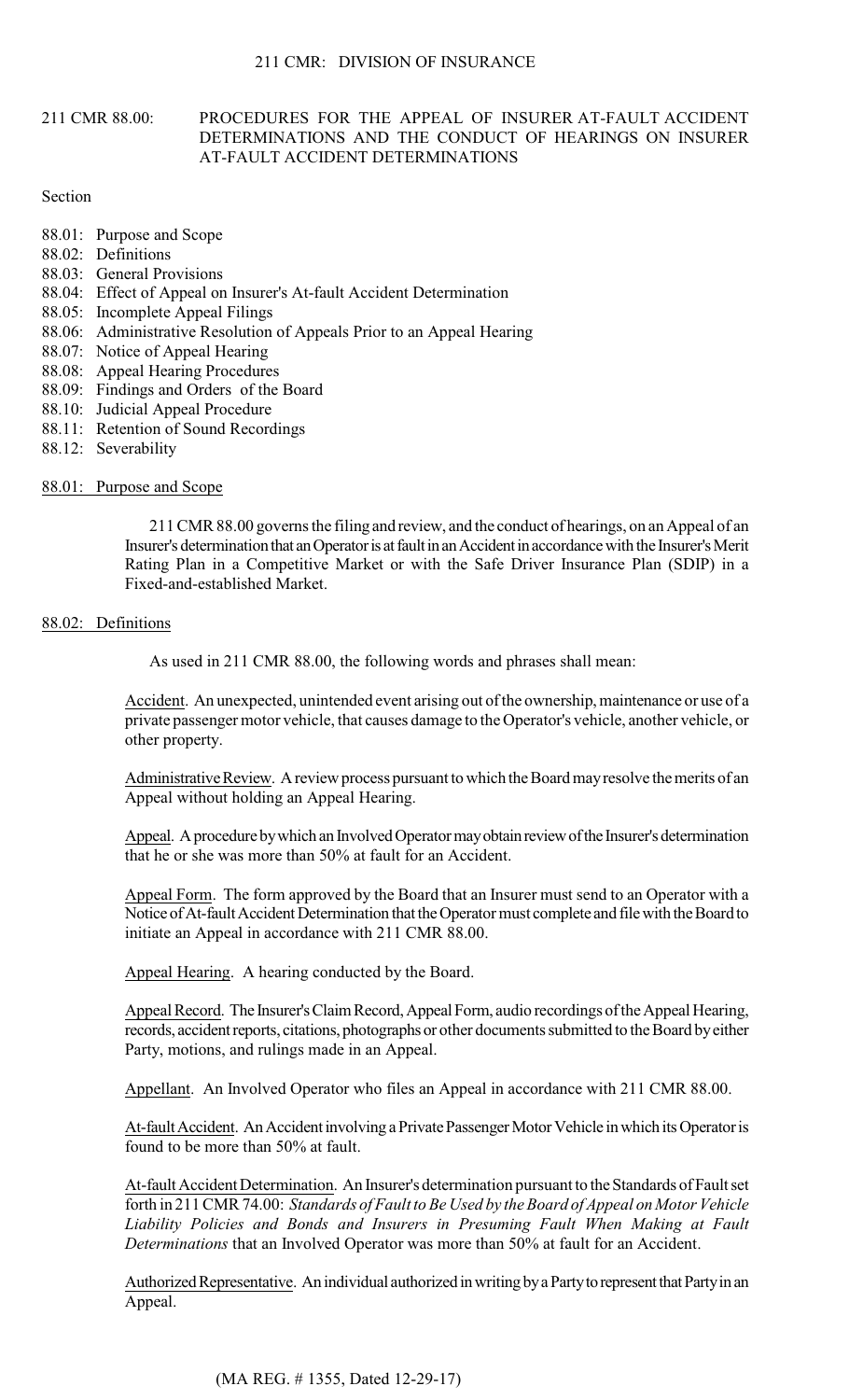# 211 CMR 88.00: PROCEDURES FOR THE APPEAL OF INSURER AT-FAULT ACCIDENT DETERMINATIONS AND THE CONDUCT OF HEARINGS ON INSURER AT-FAULT ACCIDENT DETERMINATIONS

Section

- 88.01: Purpose and Scope
- 88.02: Definitions
- 88.03: General Provisions
- 88.04: Effect of Appeal on Insurer's At-fault Accident Determination
- 88.05: Incomplete Appeal Filings
- 88.06: Administrative Resolution of Appeals Prior to an Appeal Hearing
- 88.07: Notice of Appeal Hearing
- 88.08: Appeal Hearing Procedures
- 88.09: Findings and Orders of the Board
- 88.10: Judicial Appeal Procedure
- 88.11: Retention of Sound Recordings
- 88.12: Severability

## 88.01: Purpose and Scope

211 CMR 88.00 governs the filing and review, and the conduct of hearings, on an Appeal of an Insurer's determination that an Operator is at fault in an Accident in accordance with the Insurer's Merit Rating Plan in a Competitive Market or with the Safe Driver Insurance Plan (SDIP) in a Fixed-and-established Market.

## 88.02: Definitions

As used in 211 CMR 88.00, the following words and phrases shall mean:

Accident. An unexpected, unintended event arising out of the ownership, maintenance or use of a private passenger motor vehicle, that causes damage to the Operator's vehicle, another vehicle, or other property.

Administrative Review. A review process pursuant to which the Board may resolve the merits of an Appeal without holding an Appeal Hearing.

Appeal. A procedure by which an Involved Operator may obtain review of the Insurer's determination that he or she was more than 50% at fault for an Accident.

Appeal Form. The form approved by the Board that an Insurer must send to an Operator with a Notice of At-fault Accident Determination that the Operator must complete and file with the Board to initiate an Appeal in accordance with 211 CMR 88.00.

Appeal Hearing. A hearing conducted by the Board.

Appeal Record. The Insurer's Claim Record, Appeal Form, audio recordings of the Appeal Hearing, records, accident reports, citations, photographs or other documents submitted to the Board by either Party, motions, and rulings made in an Appeal.

Appellant. An Involved Operator who files an Appeal in accordance with 211 CMR 88.00.

At-fault Accident. An Accident involving a Private Passenger Motor Vehicle in which its Operator is found to be more than 50% at fault.

At-fault Accident Determination. An Insurer's determination pursuant to the Standards of Fault set forth in 211 CMR 74.00: *Standards of Fault to Be Used by the Board of Appeal on Motor Vehicle Liability Policies and Bonds and Insurers in Presuming Fault When Making at Fault Determinations* that an Involved Operator was more than 50% at fault for an Accident.

Authorized Representative. An individual authorized in writing by a Party to represent that Party in an Appeal.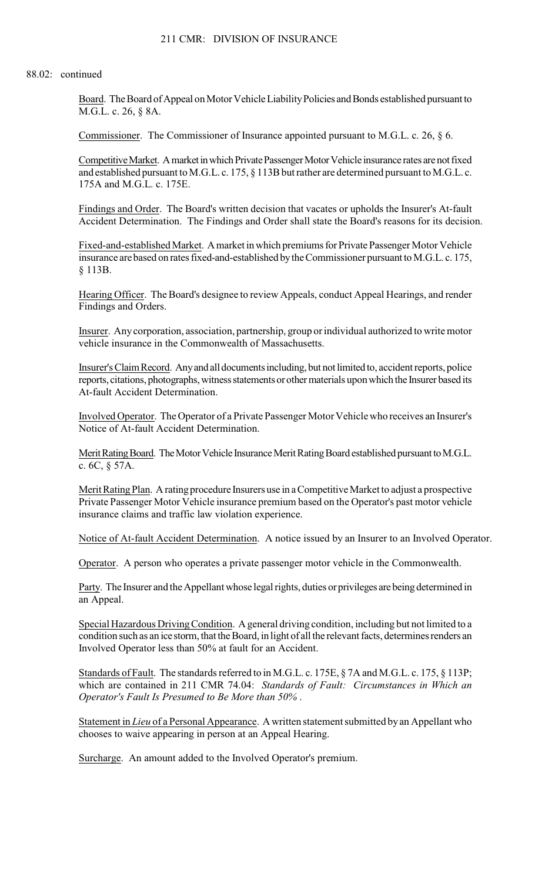88.02: continued

Board. The Board of Appeal on Motor Vehicle Liability Policies and Bonds established pursuant to M.G.L. c. 26, § 8A.

Commissioner. The Commissioner of Insurance appointed pursuant to M.G.L. c. 26, § 6.

Competitive Market. A market in which Private Passenger Motor Vehicle insurance rates are not fixed and established pursuant to M.G.L. c. 175, § 113B but rather are determined pursuant to M.G.L. c. 175A and M.G.L. c. 175E.

Findings and Order. The Board's written decision that vacates or upholds the Insurer's At-fault Accident Determination. The Findings and Order shall state the Board's reasons for its decision.

Fixed-and-established Market. A market in which premiums for Private Passenger Motor Vehicle insurance are based on rates fixed-and-established by the Commissioner pursuant to M.G.L. c. 175, § 113B.

Hearing Officer. The Board's designee to review Appeals, conduct Appeal Hearings, and render Findings and Orders.

Insurer. Any corporation, association, partnership, group or individual authorized to write motor vehicle insurance in the Commonwealth of Massachusetts.

Insurer's Claim Record. Any and all documents including, but not limited to, accident reports, police reports, citations, photographs, witness statements or other materials upon which the Insurer based its At-fault Accident Determination.

Involved Operator. The Operator of a Private Passenger Motor Vehicle who receives an Insurer's Notice of At-fault Accident Determination.

Merit Rating Board. The Motor Vehicle Insurance Merit Rating Board established pursuant to M.G.L. c. 6C, § 57A.

Merit Rating Plan. A rating procedure Insurers use in a Competitive Market to adjust a prospective Private Passenger Motor Vehicle insurance premium based on the Operator's past motor vehicle insurance claims and traffic law violation experience.

Notice of At-fault Accident Determination. A notice issued by an Insurer to an Involved Operator.

Operator. A person who operates a private passenger motor vehicle in the Commonwealth.

Party. The Insurer and the Appellant whose legal rights, duties or privileges are being determined in an Appeal.

Special Hazardous Driving Condition. A general driving condition, including but not limited to a condition such as an ice storm, that the Board, in light of all the relevant facts, determines renders an Involved Operator less than 50% at fault for an Accident.

Standards of Fault. The standards referred to in M.G.L. c. 175E, § 7A and M.G.L. c. 175, § 113P; which are contained in 211 CMR 74.04: *Standards of Fault: Circumstances in Which an Operator's Fault Is Presumed to Be More than 50%* .

Statement in *Lieu* of a Personal Appearance. A written statement submitted by an Appellant who chooses to waive appearing in person at an Appeal Hearing.

Surcharge. An amount added to the Involved Operator's premium.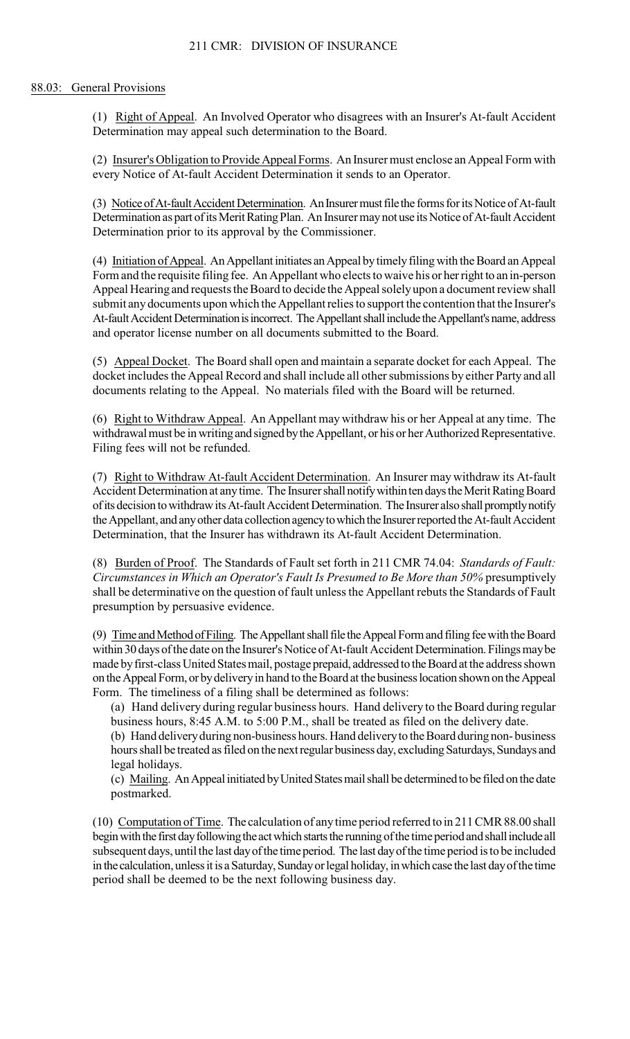## 88.03: General Provisions

(1) Right of Appeal. An Involved Operator who disagrees with an Insurer's At-fault Accident Determination may appeal such determination to the Board.

(2) Insurer's Obligation to Provide Appeal Forms. An Insurer must enclose an Appeal Form with every Notice of At-fault Accident Determination it sends to an Operator.

(3) Notice of At-fault Accident Determination. An Insurer must file the forms for its Notice of At-fault Determination as part of its Merit Rating Plan. An Insurer may not use its Notice of At-fault Accident Determination prior to its approval by the Commissioner.

(4) Initiation of Appeal. An Appellant initiates an Appeal by timely filing with the Board an Appeal Form and the requisite filing fee. An Appellant who elects to waive his or her right to an in-person Appeal Hearing and requests the Board to decide the Appeal solely upon a document review shall submit any documents upon which the Appellant relies to support the contention that the Insurer's At-fault Accident Determination is incorrect. The Appellant shall include the Appellant's name, address and operator license number on all documents submitted to the Board.

(5) Appeal Docket. The Board shall open and maintain a separate docket for each Appeal. The docket includes the Appeal Record and shall include all other submissions by either Party and all documents relating to the Appeal. No materials filed with the Board will be returned.

(6) Right to Withdraw Appeal. An Appellant may withdraw his or her Appeal at any time. The withdrawal must be in writing and signed by the Appellant, or his or her Authorized Representative. Filing fees will not be refunded.

(7) Right to Withdraw At-fault Accident Determination. An Insurer may withdraw its At-fault Accident Determination at any time. The Insurer shall notify within ten days the Merit Rating Board of its decision to withdraw its At-fault Accident Determination. The Insurer also shall promptly notify the Appellant, and any other data collection agency to which the Insurer reported the At-fault Accident Determination, that the Insurer has withdrawn its At-fault Accident Determination.

(8) Burden of Proof. The Standards of Fault set forth in 211 CMR 74.04: *Standards of Fault: Circumstances in Which an Operator's Fault Is Presumed to Be More than 50%* presumptively shall be determinative on the question of fault unless the Appellant rebuts the Standards of Fault presumption by persuasive evidence.

(9) Time and Method of Filing. The Appellant shall file the Appeal Form and filing fee with the Board within 30 days of the date on the Insurer's Notice of At-fault Accident Determination. Filings may be made by first-class United States mail, postage prepaid, addressed to the Board at the address shown on the Appeal Form, or by delivery in hand to the Board at the business location shown on the Appeal Form. The timeliness of a filing shall be determined as follows:

(a) Hand delivery during regular business hours. Hand delivery to the Board during regular business hours, 8:45 A.M. to 5:00 P.M., shall be treated as filed on the delivery date.

(b) Hand delivery during non-business hours. Hand delivery to the Board during non- business hours shall be treated as filed on the next regular business day, excluding Saturdays, Sundays and legal holidays.

(c) Mailing. An Appeal initiated by United States mail shall be determined to be filed on the date postmarked.

(10) Computation of Time. The calculation of any time period referred to in 211 CMR 88.00 shall begin with the first day following the act which starts the running of the time period and shall include all subsequent days, until the last day of the time period. The last day of the time period is to be included in the calculation, unless it is a Saturday, Sunday or legal holiday, in which case the last day of the time period shall be deemed to be the next following business day.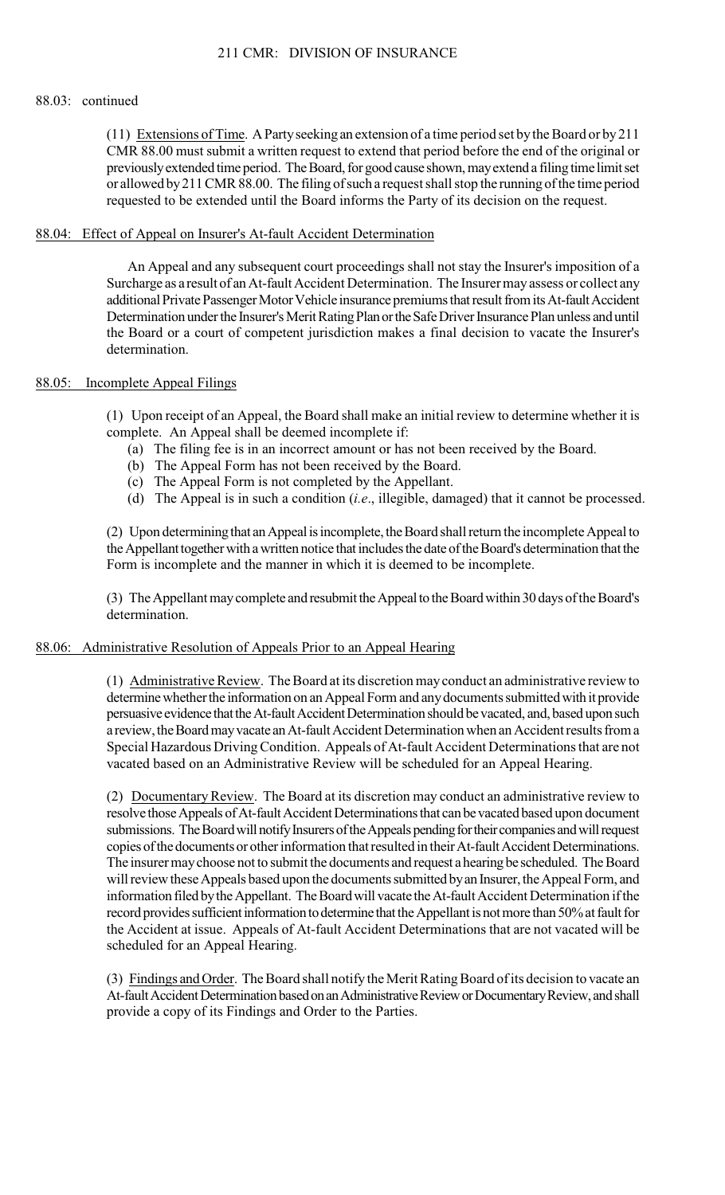88.03: continued

(11) Extensions of Time. A Party seeking an extension of a time period set by the Board or by 211 CMR 88.00 must submit a written request to extend that period before the end of the original or previously extended time period. The Board, for good cause shown, may extend a filing time limit set or allowed by 211 CMR 88.00. The filing of such a request shall stop the running of the time period requested to be extended until the Board informs the Party of its decision on the request.

## 88.04: Effect of Appeal on Insurer's At-fault Accident Determination

An Appeal and any subsequent court proceedings shall not stay the Insurer's imposition of a Surcharge as a result of an At-fault Accident Determination. The Insurer may assess or collect any additional Private Passenger Motor Vehicle insurance premiums that result from its At-fault Accident Determination under the Insurer's Merit Rating Plan or the Safe Driver Insurance Plan unless and until the Board or a court of competent jurisdiction makes a final decision to vacate the Insurer's determination.

## 88.05: Incomplete Appeal Filings

(1) Upon receipt of an Appeal, the Board shall make an initial review to determine whether it is complete. An Appeal shall be deemed incomplete if:

(a) The filing fee is in an incorrect amount or has not been received by the Board.
(b) The Appeal Form has not been received by the Board.
(c) The Appeal Form is not completed by the Appellant.
(d) The Appeal is in such a condition (*i.e*., illegible, damaged) that it cannot be processed.

(2) Upon determining that an Appeal is incomplete, the Board shall return the incomplete Appeal to the Appellant together with a written notice that includes the date of the Board's determination that the Form is incomplete and the manner in which it is deemed to be incomplete.

(3) The Appellant may complete and resubmit the Appeal to the Board within 30 days of the Board's determination.

## 88.06: Administrative Resolution of Appeals Prior to an Appeal Hearing

(1) Administrative Review. The Board at its discretion may conduct an administrative review to determine whether the information on an Appeal Form and any documents submitted with it provide persuasive evidence that the At-fault Accident Determination should be vacated, and, based upon such a review, the Board may vacate an At-fault Accident Determination when an Accident results from a Special Hazardous Driving Condition. Appeals of At-fault Accident Determinations that are not vacated based on an Administrative Review will be scheduled for an Appeal Hearing.

(2) Documentary Review. The Board at its discretion may conduct an administrative review to resolve those Appeals of At-fault Accident Determinations that can be vacated based upon document submissions. The Board will notify Insurers of the Appeals pending for their companies and will request copies of the documents or other information that resulted in their At-fault Accident Determinations. The insurer may choose not to submit the documents and request a hearing be scheduled. The Board will review these Appeals based upon the documents submitted by an Insurer, the Appeal Form, and information filed by the Appellant. The Board will vacate the At-fault Accident Determination if the record provides sufficient information to determine that the Appellant is not more than 50% at fault for the Accident at issue. Appeals of At-fault Accident Determinations that are not vacated will be scheduled for an Appeal Hearing.

(3) Findings and Order. The Board shall notify the Merit Rating Board of its decision to vacate an At-fault Accident Determination based on an Administrative Review or Documentary Review, and shall provide a copy of its Findings and Order to the Parties.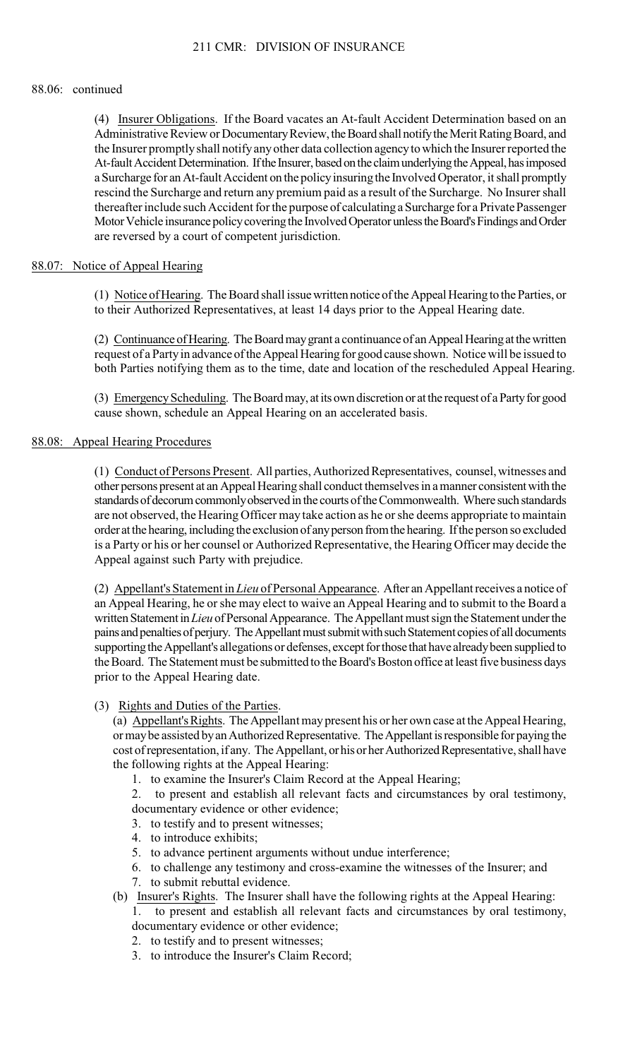88.06: continued

(4) Insurer Obligations. If the Board vacates an At-fault Accident Determination based on an Administrative Review or Documentary Review, the Board shall notify the Merit Rating Board, and the Insurer promptly shall notify any other data collection agency to which the Insurer reported the At-fault Accident Determination. If the Insurer, based on the claim underlying the Appeal, has imposed a Surcharge for an At-fault Accident on the policy insuring the Involved Operator, it shall promptly rescind the Surcharge and return any premium paid as a result of the Surcharge. No Insurer shall thereafter include such Accident for the purpose of calculating a Surcharge for a Private Passenger Motor Vehicle insurance policy covering the Involved Operator unless the Board's Findings and Order are reversed by a court of competent jurisdiction.

## 88.07: Notice of Appeal Hearing

(1) Notice of Hearing. The Board shall issue written notice of the Appeal Hearing to the Parties, or to their Authorized Representatives, at least 14 days prior to the Appeal Hearing date.

(2) Continuance of Hearing. The Board may grant a continuance of an Appeal Hearing at the written request of a Party in advance of the Appeal Hearing for good cause shown. Notice will be issued to both Parties notifying them as to the time, date and location of the rescheduled Appeal Hearing.

(3) Emergency Scheduling. The Board may, at its own discretion or at the request of a Party for good cause shown, schedule an Appeal Hearing on an accelerated basis.

## 88.08: Appeal Hearing Procedures

(1) Conduct of Persons Present. All parties, Authorized Representatives, counsel, witnesses and other persons present at an Appeal Hearing shall conduct themselves in a manner consistent with the standards of decorum commonly observed in the courts of the Commonwealth. Where such standards are not observed, the Hearing Officer may take action as he or she deems appropriate to maintain order at the hearing, including the exclusion of any person from the hearing. If the person so excluded is a Party or his or her counsel or Authorized Representative, the Hearing Officer may decide the Appeal against such Party with prejudice.

(2) Appellant's Statement in *Lieu* of Personal Appearance. After an Appellant receives a notice of an Appeal Hearing, he or she may elect to waive an Appeal Hearing and to submit to the Board a written Statement in *Lieu* of Personal Appearance. The Appellant must sign the Statement under the pains and penalties of perjury. The Appellant must submit with such Statement copies of all documents supporting the Appellant's allegations or defenses, except for those that have already been supplied to the Board. The Statement must be submitted to the Board's Boston office at least five business days prior to the Appeal Hearing date.

(3) Rights and Duties of the Parties.

(a) Appellant's Rights. The Appellant may present his or her own case at the Appeal Hearing, or may be assisted by an Authorized Representative. The Appellant is responsible for paying the cost of representation, if any. The Appellant, or his or her Authorized Representative, shall have the following rights at the Appeal Hearing:

1. to examine the Insurer's Claim Record at the Appeal Hearing;
2. to present and establish all relevant facts and circumstances by oral testimony, documentary evidence or other evidence;
3. to testify and to present witnesses;
4. to introduce exhibits;
5. to advance pertinent arguments without undue interference;
6. to challenge any testimony and cross-examine the witnesses of the Insurer; and
7. to submit rebuttal evidence.

(b) Insurer's Rights. The Insurer shall have the following rights at the Appeal Hearing:

1. to present and establish all relevant facts and circumstances by oral testimony, documentary evidence or other evidence;
2. to testify and to present witnesses;
3. to introduce the Insurer's Claim Record;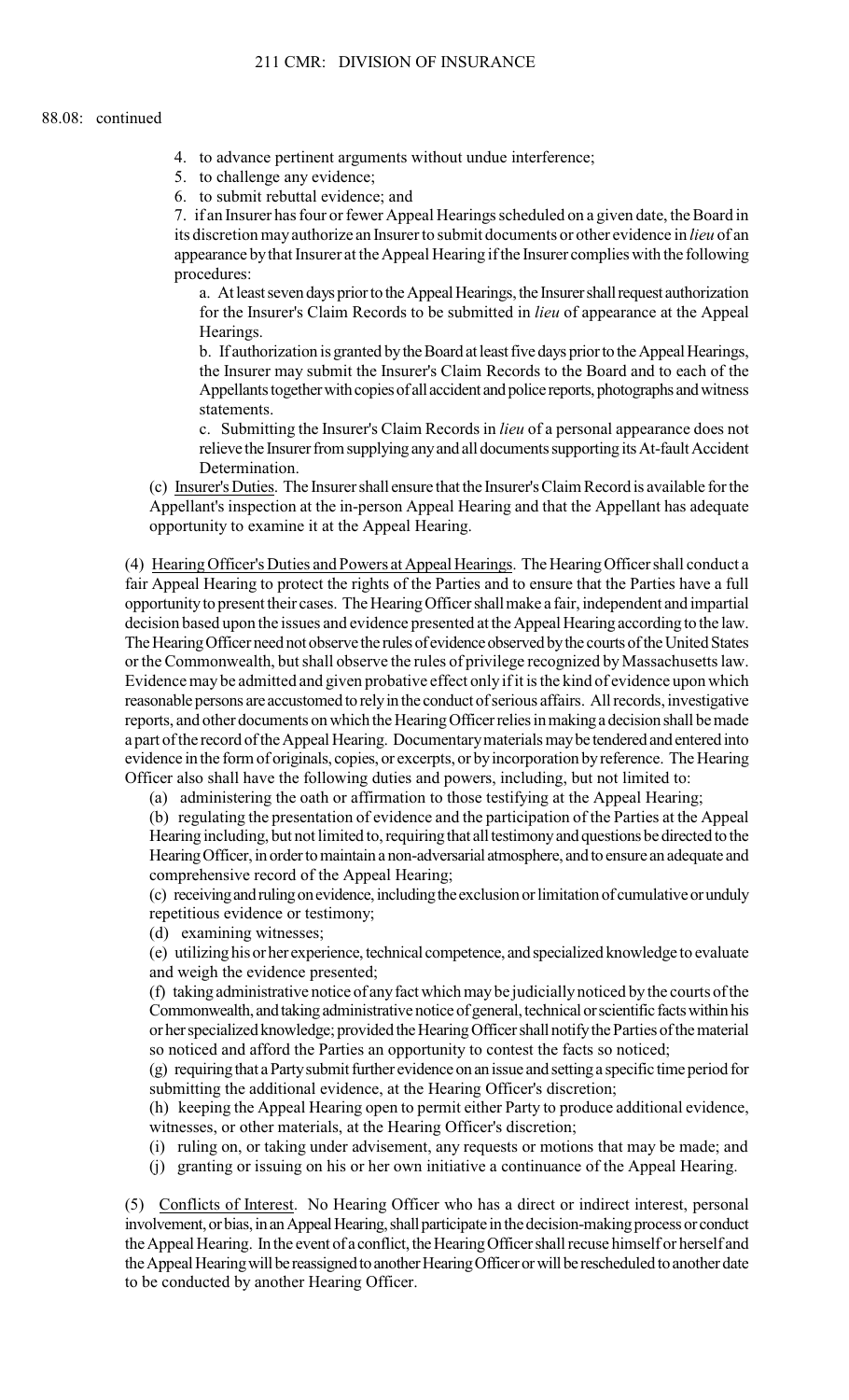88.08: continued

4. to advance pertinent arguments without undue interference;
5. to challenge any evidence;
6. to submit rebuttal evidence; and
7. if an Insurer has four or fewer Appeal Hearings scheduled on a given date, the Board in its discretion may authorize an Insurer to submit documents or other evidence in *lieu* of an appearance by that Insurer at the Appeal Hearing if the Insurer complies with the following procedures:

   a. At least seven days prior to the Appeal Hearings, the Insurer shall request authorization for the Insurer's Claim Records to be submitted in *lieu* of appearance at the Appeal Hearings.

   b. If authorization is granted by the Board at least five days prior to the Appeal Hearings, the Insurer may submit the Insurer's Claim Records to the Board and to each of the Appellants together with copies of all accident and police reports, photographs and witness statements.

   c. Submitting the Insurer's Claim Records in *lieu* of a personal appearance does not relieve the Insurer from supplying any and all documents supporting its At-fault Accident Determination.

(c) Insurer's Duties. The Insurer shall ensure that the Insurer's Claim Record is available for the Appellant's inspection at the in-person Appeal Hearing and that the Appellant has adequate opportunity to examine it at the Appeal Hearing.

(4) Hearing Officer's Duties and Powers at Appeal Hearings. The Hearing Officer shall conduct a fair Appeal Hearing to protect the rights of the Parties and to ensure that the Parties have a full opportunity to present their cases. The Hearing Officer shall make a fair, independent and impartial decision based upon the issues and evidence presented at the Appeal Hearing according to the law. The Hearing Officer need not observe the rules of evidence observed by the courts of the United States or the Commonwealth, but shall observe the rules of privilege recognized by Massachusetts law. Evidence may be admitted and given probative effect only if it is the kind of evidence upon which reasonable persons are accustomed to rely in the conduct of serious affairs. All records, investigative reports, and other documents on which the Hearing Officer relies in making a decision shall be made a part of the record of the Appeal Hearing. Documentary materials may be tendered and entered into evidence in the form of originals, copies, or excerpts, or by incorporation by reference. The Hearing Officer also shall have the following duties and powers, including, but not limited to:

(a) administering the oath or affirmation to those testifying at the Appeal Hearing;

(b) regulating the presentation of evidence and the participation of the Parties at the Appeal Hearing including, but not limited to, requiring that all testimony and questions be directed to the Hearing Officer, in order to maintain a non-adversarial atmosphere, and to ensure an adequate and comprehensive record of the Appeal Hearing;

(c) receiving and ruling on evidence, including the exclusion or limitation of cumulative or unduly repetitious evidence or testimony;

(d) examining witnesses;

(e) utilizing his or her experience, technical competence, and specialized knowledge to evaluate and weigh the evidence presented;

(f) taking administrative notice of any fact which may be judicially noticed by the courts of the Commonwealth, and taking administrative notice of general, technical or scientific facts within his or her specialized knowledge; provided the Hearing Officer shall notify the Parties of the material so noticed and afford the Parties an opportunity to contest the facts so noticed;

(g) requiring that a Party submit further evidence on an issue and setting a specific time period for submitting the additional evidence, at the Hearing Officer's discretion;

(h) keeping the Appeal Hearing open to permit either Party to produce additional evidence, witnesses, or other materials, at the Hearing Officer's discretion;

(i) ruling on, or taking under advisement, any requests or motions that may be made; and

(j) granting or issuing on his or her own initiative a continuance of the Appeal Hearing.

(5) Conflicts of Interest. No Hearing Officer who has a direct or indirect interest, personal involvement, or bias, in an Appeal Hearing, shall participate in the decision-making process or conduct the Appeal Hearing. In the event of a conflict, the Hearing Officer shall recuse himself or herself and the Appeal Hearing will be reassigned to another Hearing Officer or will be rescheduled to another date to be conducted by another Hearing Officer.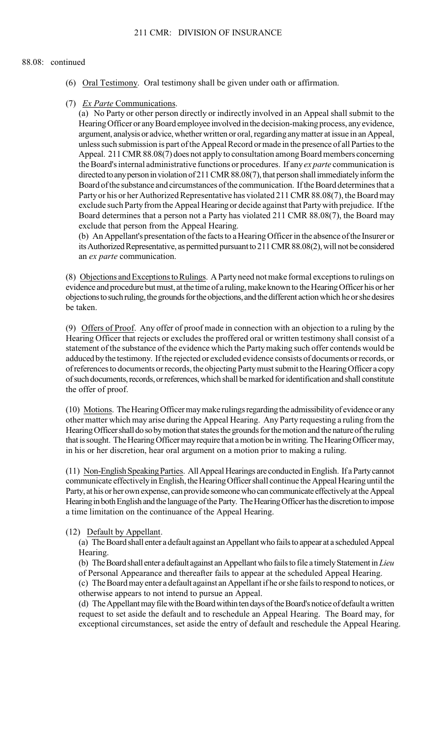88.08: continued

(6) Oral Testimony. Oral testimony shall be given under oath or affirmation.

(7) *Ex Parte* Communications.

(a) No Party or other person directly or indirectly involved in an Appeal shall submit to the Hearing Officer or any Board employee involved in the decision-making process, any evidence, argument, analysis or advice, whether written or oral, regarding any matter at issue in an Appeal, unless such submission is part of the Appeal Record or made in the presence of all Parties to the Appeal. 211 CMR 88.08(7) does not apply to consultation among Board members concerning the Board's internal administrative functions or procedures. If any *ex parte* communication is directed to any person in violation of 211 CMR 88.08(7), that person shall immediately inform the Board of the substance and circumstances of the communication. If the Board determines that a Party or his or her Authorized Representative has violated 211 CMR 88.08(7), the Board may exclude such Party from the Appeal Hearing or decide against that Party with prejudice. If the Board determines that a person not a Party has violated 211 CMR 88.08(7), the Board may exclude that person from the Appeal Hearing.

(b) An Appellant's presentation of the facts to a Hearing Officer in the absence of the Insurer or its Authorized Representative, as permitted pursuant to 211 CMR 88.08(2), will not be considered an *ex parte* communication.

(8) Objections and Exceptions to Rulings. A Party need not make formal exceptions to rulings on evidence and procedure but must, at the time of a ruling, make known to the Hearing Officer his or her objections to such ruling, the grounds for the objections, and the different action which he or she desires be taken.

(9) Offers of Proof. Any offer of proof made in connection with an objection to a ruling by the Hearing Officer that rejects or excludes the proffered oral or written testimony shall consist of a statement of the substance of the evidence which the Party making such offer contends would be adduced by the testimony. If the rejected or excluded evidence consists of documents or records, or of references to documents or records, the objecting Party must submit to the Hearing Officer a copy of such documents, records, or references, which shall be marked for identification and shall constitute the offer of proof.

(10) Motions. The Hearing Officer may make rulings regarding the admissibility of evidence or any other matter which may arise during the Appeal Hearing. Any Party requesting a ruling from the Hearing Officer shall do so by motion that states the grounds for the motion and the nature of the ruling that is sought. The Hearing Officer may require that a motion be in writing. The Hearing Officer may, in his or her discretion, hear oral argument on a motion prior to making a ruling.

(11) Non-English Speaking Parties. All Appeal Hearings are conducted in English. If a Party cannot communicate effectively in English, the Hearing Officer shall continue the Appeal Hearing until the Party, at his or her own expense, can provide someone who can communicate effectively at the Appeal Hearing in both English and the language of the Party. The Hearing Officer has the discretion to impose a time limitation on the continuance of the Appeal Hearing.

(12) Default by Appellant.

(a) The Board shall enter a default against an Appellant who fails to appear at a scheduled Appeal Hearing.

(b) The Board shall enter a default against an Appellant who fails to file a timely Statement in *Lieu* of Personal Appearance and thereafter fails to appear at the scheduled Appeal Hearing.

(c) The Board may enter a default against an Appellant if he or she fails to respond to notices, or otherwise appears to not intend to pursue an Appeal.

(d) The Appellant may file with the Board within ten days of the Board's notice of default a written request to set aside the default and to reschedule an Appeal Hearing. The Board may, for exceptional circumstances, set aside the entry of default and reschedule the Appeal Hearing.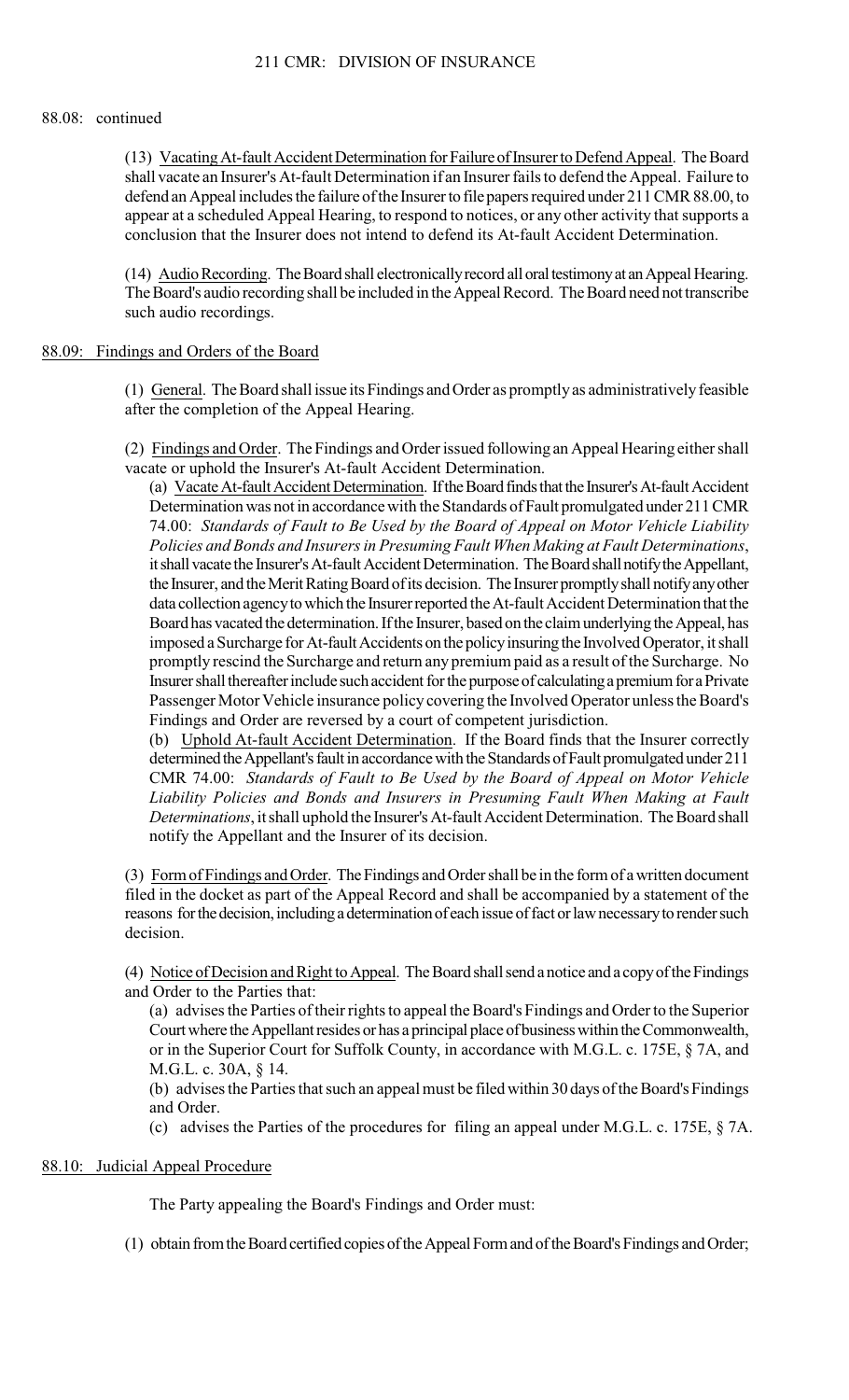88.08: continued

(13) Vacating At-fault Accident Determination for Failure of Insurer to Defend Appeal. The Board shall vacate an Insurer's At-fault Determination if an Insurer fails to defend the Appeal. Failure to defend an Appeal includes the failure of the Insurer to file papers required under 211 CMR 88.00, to appear at a scheduled Appeal Hearing, to respond to notices, or any other activity that supports a conclusion that the Insurer does not intend to defend its At-fault Accident Determination.

(14) Audio Recording. The Board shall electronically record all oral testimony at an Appeal Hearing. The Board's audio recording shall be included in the Appeal Record. The Board need not transcribe such audio recordings.

## 88.09: Findings and Orders of the Board

(1) General. The Board shall issue its Findings and Order as promptly as administratively feasible after the completion of the Appeal Hearing.

(2) Findings and Order. The Findings and Order issued following an Appeal Hearing either shall vacate or uphold the Insurer's At-fault Accident Determination.

(a) Vacate At-fault Accident Determination. If the Board finds that the Insurer's At-fault Accident Determination was not in accordance with the Standards of Fault promulgated under 211 CMR 74.00: *Standards of Fault to Be Used by the Board of Appeal on Motor Vehicle Liability Policies and Bonds and Insurers in Presuming Fault When Making at Fault Determinations*, it shall vacate the Insurer's At-fault Accident Determination. The Board shall notify the Appellant, the Insurer, and the Merit Rating Board of its decision. The Insurer promptly shall notify any other data collection agency to which the Insurer reported the At-fault Accident Determination that the Board has vacated the determination. If the Insurer, based on the claim underlying the Appeal, has imposed a Surcharge for At-fault Accidents on the policy insuring the Involved Operator, it shall promptly rescind the Surcharge and return any premium paid as a result of the Surcharge. No Insurer shall thereafter include such accident for the purpose of calculating a premium for a Private Passenger Motor Vehicle insurance policy covering the Involved Operator unless the Board's Findings and Order are reversed by a court of competent jurisdiction.

(b) Uphold At-fault Accident Determination. If the Board finds that the Insurer correctly determined the Appellant's fault in accordance with the Standards of Fault promulgated under 211 CMR 74.00: *Standards of Fault to Be Used by the Board of Appeal on Motor Vehicle Liability Policies and Bonds and Insurers in Presuming Fault When Making at Fault Determinations*, it shall uphold the Insurer's At-fault Accident Determination. The Board shall notify the Appellant and the Insurer of its decision.

(3) Form of Findings and Order. The Findings and Order shall be in the form of a written document filed in the docket as part of the Appeal Record and shall be accompanied by a statement of the reasons for the decision, including a determination of each issue of fact or law necessary to render such decision.

(4) Notice of Decision and Right to Appeal. The Board shall send a notice and a copy of the Findings and Order to the Parties that:

(a) advises the Parties of their rights to appeal the Board's Findings and Order to the Superior Court where the Appellant resides or has a principal place of business within the Commonwealth, or in the Superior Court for Suffolk County, in accordance with M.G.L. c. 175E, § 7A, and M.G.L. c. 30A, § 14.

(b) advises the Parties that such an appeal must be filed within 30 days of the Board's Findings and Order.

(c) advises the Parties of the procedures for filing an appeal under M.G.L. c. 175E, § 7A.

## 88.10: Judicial Appeal Procedure

The Party appealing the Board's Findings and Order must:

(1) obtain from the Board certified copies of the Appeal Form and of the Board's Findings and Order;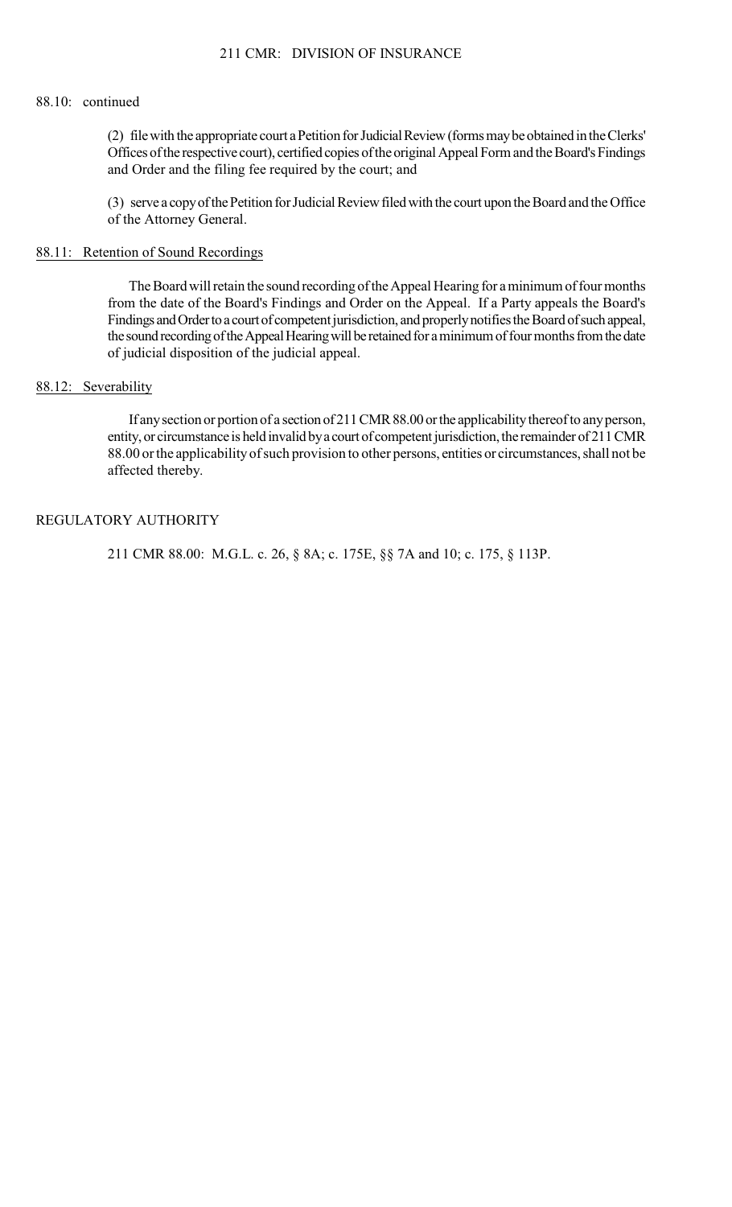88.10: continued

(2) file with the appropriate court a Petition for Judicial Review (forms may be obtained in the Clerks' Offices of the respective court), certified copies of the original Appeal Form and the Board's Findings and Order and the filing fee required by the court; and

(3) serve a copy of the Petition for Judicial Review filed with the court upon the Board and the Office of the Attorney General.

## 88.11: Retention of Sound Recordings

The Board will retain the sound recording of the Appeal Hearing for a minimum of four months from the date of the Board's Findings and Order on the Appeal. If a Party appeals the Board's Findings and Order to a court of competent jurisdiction, and properly notifies the Board of such appeal, the sound recording of the Appeal Hearing will be retained for a minimum of four months from the date of judicial disposition of the judicial appeal.

## 88.12: Severability

If any section or portion of a section of 211 CMR 88.00 or the applicability thereof to any person, entity, or circumstance is held invalid by a court of competent jurisdiction, the remainder of 211 CMR 88.00 or the applicability of such provision to other persons, entities or circumstances, shall not be affected thereby.

## REGULATORY AUTHORITY

211 CMR 88.00: M.G.L. c. 26, § 8A; c. 175E, §§ 7A and 10; c. 175, § 113P.